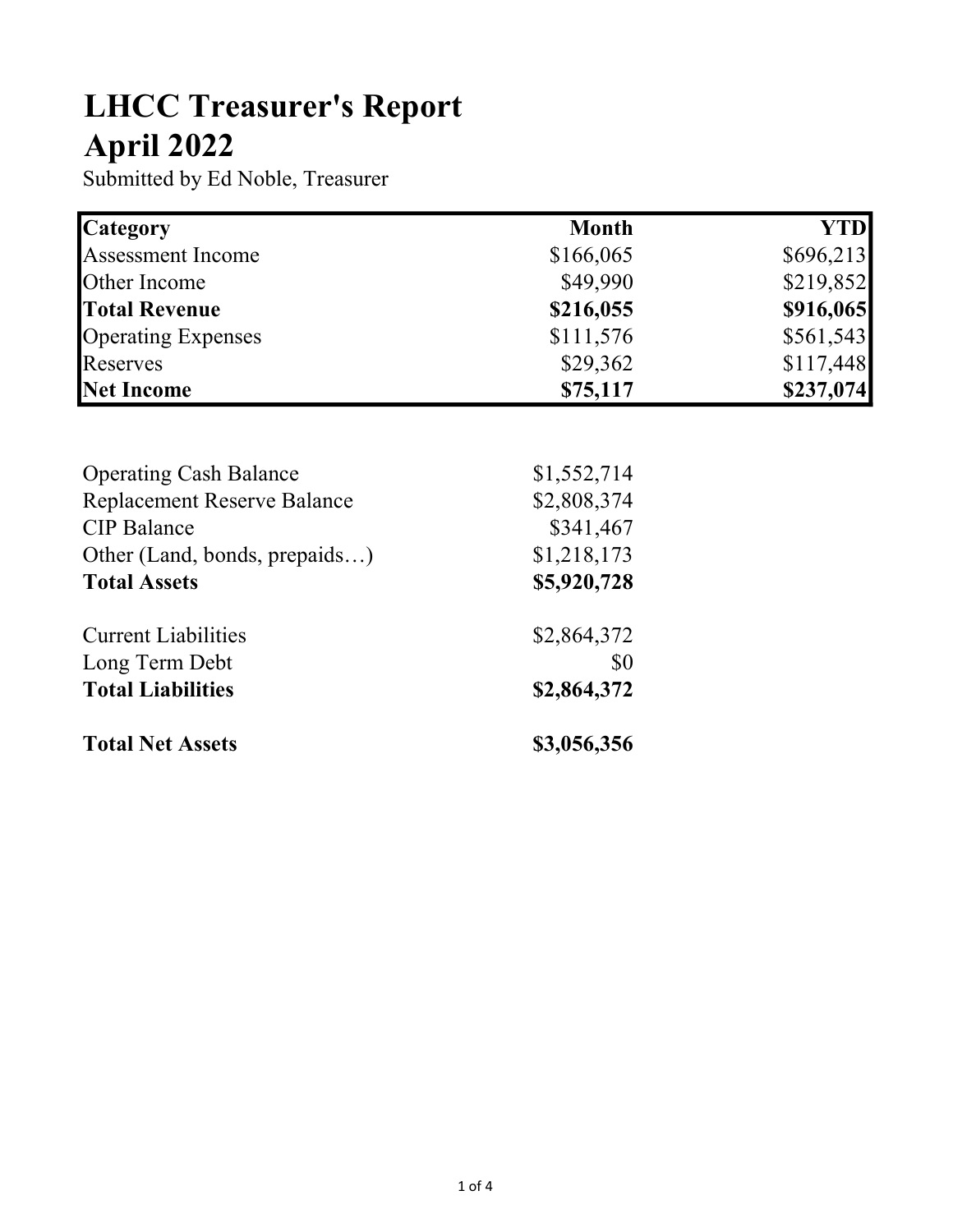# LHCC Treasurer's Report
# April 2022

Submitted by Ed Noble, Treasurer

| **Category** | **Month** | **YTD** |
| --- | ---: | ---: |
| Assessment Income | $166,065 | $696,213 |
| Other Income | $49,990 | $219,852 |
| **Total Revenue** | **$216,055** | **$916,065** |
| Operating Expenses | $111,576 | $561,543 |
| Reserves | $29,362 | $117,448 |
| **Net Income** | **$75,117** | **$237,074** |

| | |
| --- | ---: |
| Operating Cash Balance | $1,552,714 |
| Replacement Reserve Balance | $2,808,374 |
| CIP Balance | $341,467 |
| Other (Land, bonds, prepaids…) | $1,218,173 |
| **Total Assets** | **$5,920,728** |
| | |
| Current Liabilities | $2,864,372 |
| Long Term Debt | $0 |
| **Total Liabilities** | **$2,864,372** |
| | |
| **Total Net Assets** | **$3,056,356** |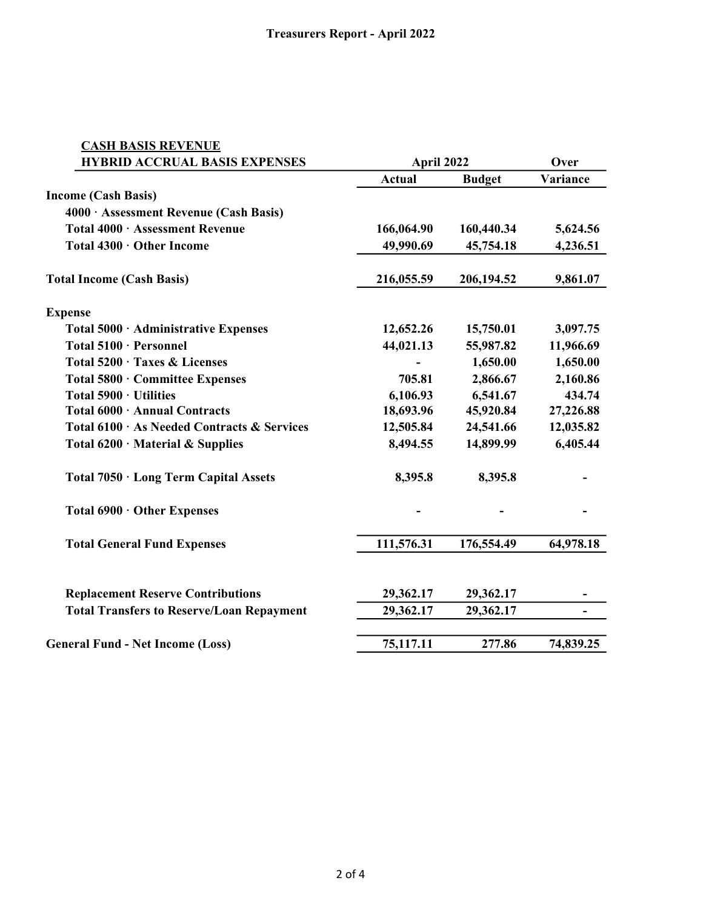**Treasurers Report - April 2022**

| CASH BASIS REVENUE<br>HYBRID ACCRUAL BASIS EXPENSES | April 2022 | | Over |
|---|---|---|---|
| | Actual | Budget | Variance |
| **Income (Cash Basis)** | | | |
| 4000 · Assessment Revenue (Cash Basis) | | | |
| Total 4000 · Assessment Revenue | 166,064.90 | 160,440.34 | 5,624.56 |
| Total 4300 · Other Income | 49,990.69 | 45,754.18 | 4,236.51 |
| **Total Income (Cash Basis)** | 216,055.59 | 206,194.52 | 9,861.07 |
| **Expense** | | | |
| Total 5000 · Administrative Expenses | 12,652.26 | 15,750.01 | 3,097.75 |
| Total 5100 · Personnel | 44,021.13 | 55,987.82 | 11,966.69 |
| Total 5200 · Taxes & Licenses | - | 1,650.00 | 1,650.00 |
| Total 5800 · Committee Expenses | 705.81 | 2,866.67 | 2,160.86 |
| Total 5900 · Utilities | 6,106.93 | 6,541.67 | 434.74 |
| Total 6000 · Annual Contracts | 18,693.96 | 45,920.84 | 27,226.88 |
| Total 6100 · As Needed Contracts & Services | 12,505.84 | 24,541.66 | 12,035.82 |
| Total 6200 · Material & Supplies | 8,494.55 | 14,899.99 | 6,405.44 |
| Total 7050 · Long Term Capital Assets | 8,395.8 | 8,395.8 | - |
| Total 6900 · Other Expenses | - | - | - |
| **Total General Fund Expenses** | 111,576.31 | 176,554.49 | 64,978.18 |
| Replacement Reserve Contributions | 29,362.17 | 29,362.17 | - |
| **Total Transfers to Reserve/Loan Repayment** | 29,362.17 | 29,362.17 | - |
| **General Fund - Net Income (Loss)** | 75,117.11 | 277.86 | 74,839.25 |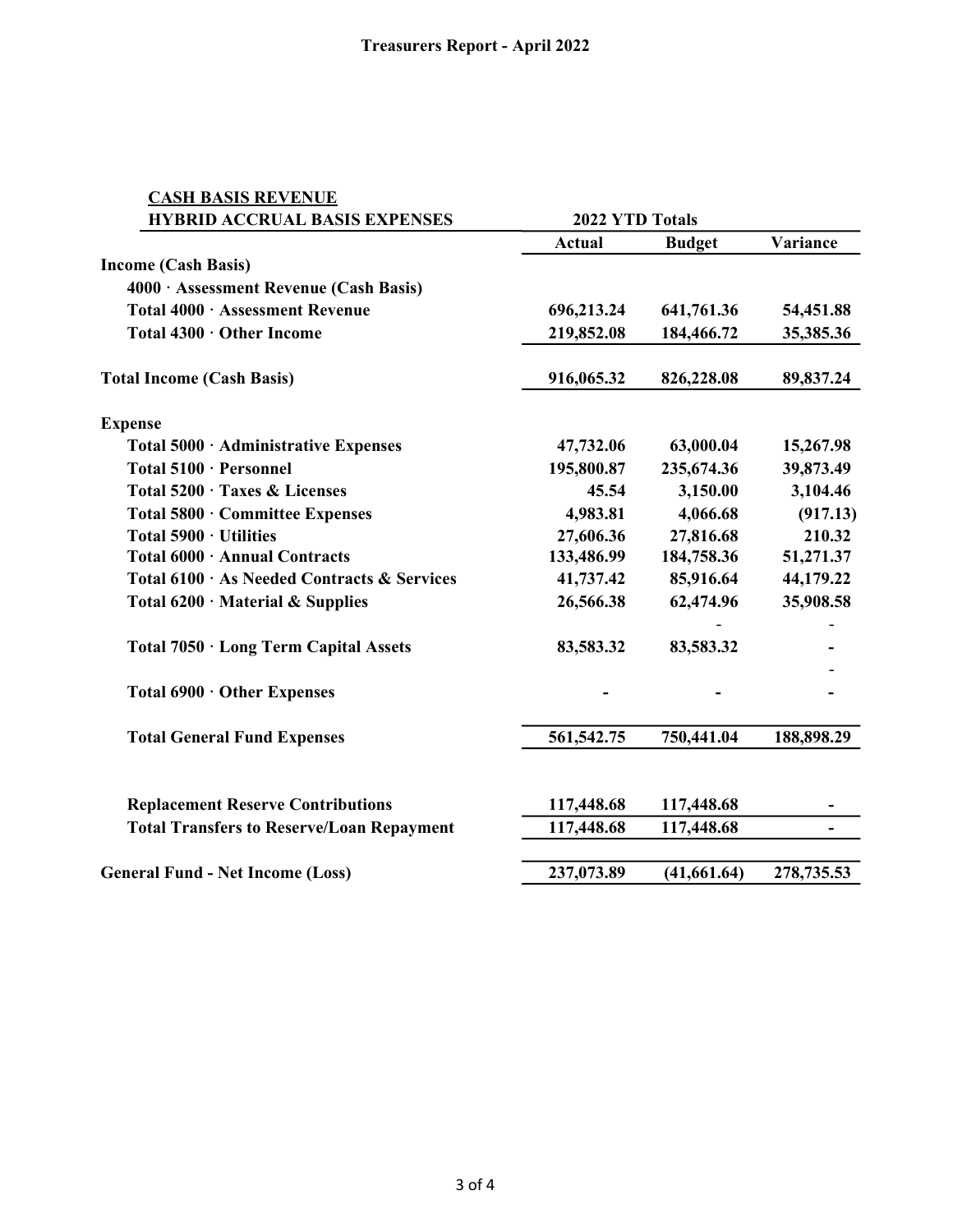# Treasurers Report - April 2022

| CASH BASIS REVENUE<br>HYBRID ACCRUAL BASIS EXPENSES | 2022 YTD Totals | | |
|---|---|---|---|
| | **Actual** | **Budget** | **Variance** |
| **Income (Cash Basis)** | | | |
| **4000 · Assessment Revenue (Cash Basis)** | | | |
| **Total 4000 · Assessment Revenue** | **696,213.24** | **641,761.36** | **54,451.88** |
| **Total 4300 · Other Income** | **219,852.08** | **184,466.72** | **35,385.36** |
| **Total Income (Cash Basis)** | **916,065.32** | **826,228.08** | **89,837.24** |
| **Expense** | | | |
| **Total 5000 · Administrative Expenses** | **47,732.06** | **63,000.04** | **15,267.98** |
| **Total 5100 · Personnel** | **195,800.87** | **235,674.36** | **39,873.49** |
| **Total 5200 · Taxes & Licenses** | **45.54** | **3,150.00** | **3,104.46** |
| **Total 5800 · Committee Expenses** | **4,983.81** | **4,066.68** | **(917.13)** |
| **Total 5900 · Utilities** | **27,606.36** | **27,816.68** | **210.32** |
| **Total 6000 · Annual Contracts** | **133,486.99** | **184,758.36** | **51,271.37** |
| **Total 6100 · As Needed Contracts & Services** | **41,737.42** | **85,916.64** | **44,179.22** |
| **Total 6200 · Material & Supplies** | **26,566.38** | **62,474.96** | **35,908.58** |
| | | - | - |
| **Total 7050 · Long Term Capital Assets** | **83,583.32** | **83,583.32** | **-** |
| | | | - |
| **Total 6900 · Other Expenses** | **-** | **-** | **-** |
| **Total General Fund Expenses** | **561,542.75** | **750,441.04** | **188,898.29** |
| **Replacement Reserve Contributions** | **117,448.68** | **117,448.68** | **-** |
| **Total Transfers to Reserve/Loan Repayment** | **117,448.68** | **117,448.68** | **-** |
| **General Fund - Net Income (Loss)** | **237,073.89** | **(41,661.64)** | **278,735.53** |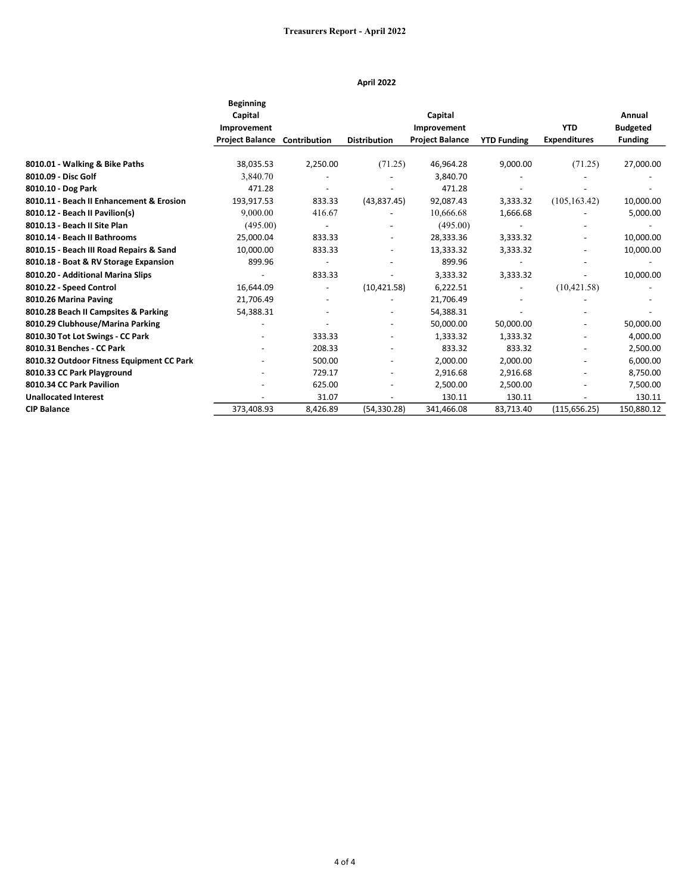# Treasurers Report - April 2022

## April 2022

| | Beginning Capital Improvement Project Balance | Contribution | Distribution | Capital Improvement Project Balance | YTD Funding | YTD Expenditures | Annual Budgeted Funding |
|---|---|---|---|---|---|---|---|
| **8010.01 - Walking & Bike Paths** | 38,035.53 | 2,250.00 | (71.25) | 46,964.28 | 9,000.00 | (71.25) | 27,000.00 |
| **8010.09 - Disc Golf** | 3,840.70 | - | - | 3,840.70 | - | - | - |
| **8010.10 - Dog Park** | 471.28 | - | - | 471.28 | - | - | - |
| **8010.11 - Beach II Enhancement & Erosion** | 193,917.53 | 833.33 | (43,837.45) | 92,087.43 | 3,333.32 | (105,163.42) | 10,000.00 |
| **8010.12 - Beach II Pavilion(s)** | 9,000.00 | 416.67 | - | 10,666.68 | 1,666.68 | - | 5,000.00 |
| **8010.13 - Beach II Site Plan** | (495.00) | - | - | (495.00) | - | - | - |
| **8010.14 - Beach II Bathrooms** | 25,000.04 | 833.33 | - | 28,333.36 | 3,333.32 | - | 10,000.00 |
| **8010.15 - Beach III Road Repairs & Sand** | 10,000.00 | 833.33 | - | 13,333.32 | 3,333.32 | - | 10,000.00 |
| **8010.18 - Boat & RV Storage Expansion** | 899.96 | - | - | 899.96 | - | - | - |
| **8010.20 - Additional Marina Slips** | - | 833.33 | - | 3,333.32 | 3,333.32 | - | 10,000.00 |
| **8010.22 - Speed Control** | 16,644.09 | - | (10,421.58) | 6,222.51 | - | (10,421.58) | - |
| **8010.26 Marina Paving** | 21,706.49 | - | - | 21,706.49 | - | - | - |
| **8010.28 Beach II Campsites & Parking** | 54,388.31 | - | - | 54,388.31 | - | - | - |
| **8010.29 Clubhouse/Marina Parking** | - | - | - | 50,000.00 | 50,000.00 | - | 50,000.00 |
| **8010.30 Tot Lot Swings - CC Park** | - | 333.33 | - | 1,333.32 | 1,333.32 | - | 4,000.00 |
| **8010.31 Benches - CC Park** | - | 208.33 | - | 833.32 | 833.32 | - | 2,500.00 |
| **8010.32 Outdoor Fitness Equipment CC Park** | - | 500.00 | - | 2,000.00 | 2,000.00 | - | 6,000.00 |
| **8010.33 CC Park Playground** | - | 729.17 | - | 2,916.68 | 2,916.68 | - | 8,750.00 |
| **8010.34 CC Park Pavilion** | - | 625.00 | - | 2,500.00 | 2,500.00 | - | 7,500.00 |
| **Unallocated Interest** | - | 31.07 | - | 130.11 | 130.11 | - | 130.11 |
| **CIP Balance** | 373,408.93 | 8,426.89 | (54,330.28) | 341,466.08 | 83,713.40 | (115,656.25) | 150,880.12 |